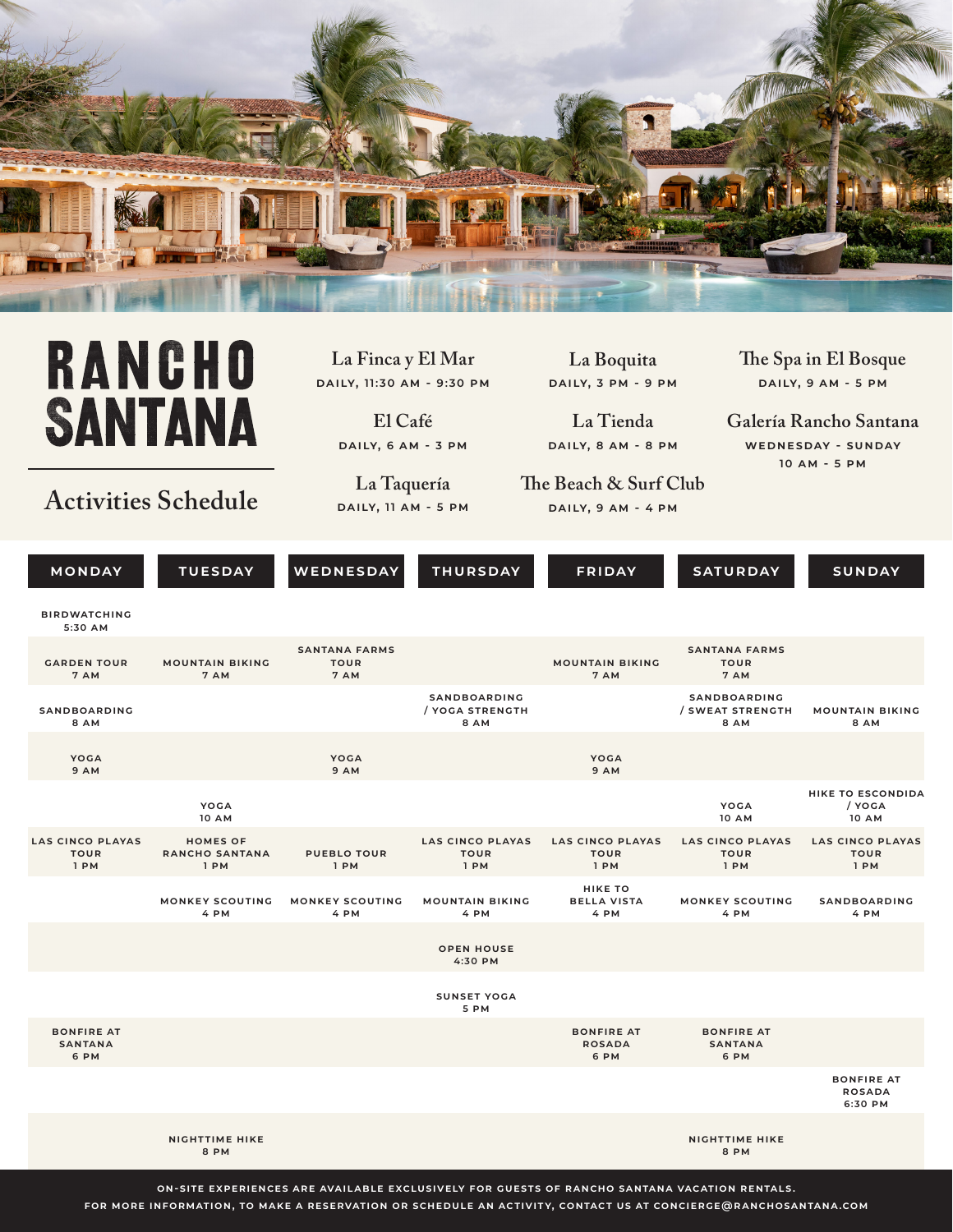# RANCHO SANTANA

## Activities Schedule

**La Finca y El Mar**
DAILY, 11:30 AM - 9:30 PM

**El Café**
DAILY, 6 AM - 3 PM

**La Taquería**
DAILY, 11 AM - 5 PM

**La Boquita**
DAILY, 3 PM - 9 PM

**La Tienda**
DAILY, 8 AM - 8 PM

**The Beach & Surf Club**
DAILY, 9 AM - 4 PM

**The Spa in El Bosque**
DAILY, 9 AM - 5 PM

**Galería Rancho Santana**
WEDNESDAY - SUNDAY
10 AM - 5 PM

| MONDAY | TUESDAY | WEDNESDAY | THURSDAY | FRIDAY | SATURDAY | SUNDAY |
|---|---|---|---|---|---|---|
| BIRDWATCHING 5:30 AM | | | | | | |
| GARDEN TOUR 7 AM | MOUNTAIN BIKING 7 AM | SANTANA FARMS TOUR 7 AM | | MOUNTAIN BIKING 7 AM | SANTANA FARMS TOUR 7 AM | |
| SANDBOARDING 8 AM | | | SANDBOARDING / YOGA STRENGTH 8 AM | | SANDBOARDING / SWEAT STRENGTH 8 AM | MOUNTAIN BIKING 8 AM |
| YOGA 9 AM | | YOGA 9 AM | | YOGA 9 AM | | |
| | YOGA 10 AM | | | | YOGA 10 AM | HIKE TO ESCONDIDA / YOGA 10 AM |
| LAS CINCO PLAYAS TOUR 1 PM | HOMES OF RANCHO SANTANA 1 PM | PUEBLO TOUR 1 PM | LAS CINCO PLAYAS TOUR 1 PM | LAS CINCO PLAYAS TOUR 1 PM | LAS CINCO PLAYAS TOUR 1 PM | LAS CINCO PLAYAS TOUR 1 PM |
| | MONKEY SCOUTING 4 PM | MONKEY SCOUTING 4 PM | MOUNTAIN BIKING 4 PM | HIKE TO BELLA VISTA 4 PM | MONKEY SCOUTING 4 PM | SANDBOARDING 4 PM |
| | | | OPEN HOUSE 4:30 PM | | | |
| | | | SUNSET YOGA 5 PM | | | |
| BONFIRE AT SANTANA 6 PM | | | | BONFIRE AT ROSADA 6 PM | BONFIRE AT SANTANA 6 PM | |
| | | | | | | BONFIRE AT ROSADA 6:30 PM |
| | NIGHTTIME HIKE 8 PM | | | | NIGHTTIME HIKE 8 PM | |

ON-SITE EXPERIENCES ARE AVAILABLE EXCLUSIVELY FOR GUESTS OF RANCHO SANTANA VACATION RENTALS.
FOR MORE INFORMATION, TO MAKE A RESERVATION OR SCHEDULE AN ACTIVITY, CONTACT US AT CONCIERGE@RANCHOSANTANA.COM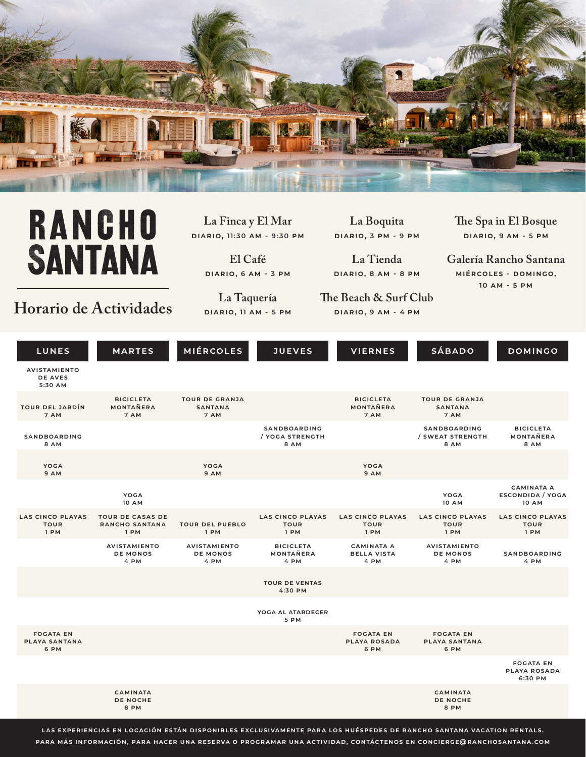# RANCHO SANTANA

## Horario de Actividades

**La Finca y El Mar**
DIARIO, 11:30 AM - 9:30 PM

**El Café**
DIARIO, 6 AM - 3 PM

**La Taquería**
DIARIO, 11 AM - 5 PM

**La Boquita**
DIARIO, 3 PM - 9 PM

**La Tienda**
DIARIO, 8 AM - 8 PM

**The Beach & Surf Club**
DIARIO, 9 AM - 4 PM

**The Spa in El Bosque**
DIARIO, 9 AM - 5 PM

**Galería Rancho Santana**
MIÉRCOLES - DOMINGO, 10 AM - 5 PM

| LUNES | MARTES | MIÉRCOLES | JUEVES | VIERNES | SÁBADO | DOMINGO |
|---|---|---|---|---|---|---|
| AVISTAMIENTO DE AVES 5:30 AM | | | | | | |
| TOUR DEL JARDÍN 7 AM | BICICLETA MONTAÑERA 7 AM | TOUR DE GRANJA SANTANA 7 AM | | BICICLETA MONTAÑERA 7 AM | TOUR DE GRANJA SANTANA 7 AM | |
| SANDBOARDING 8 AM | | | SANDBOARDING / YOGA STRENGTH 8 AM | | SANDBOARDING / SWEAT STRENGTH 8 AM | BICICLETA MONTAÑERA 8 AM |
| YOGA 9 AM | | YOGA 9 AM | | YOGA 9 AM | | |
| | YOGA 10 AM | | | | YOGA 10 AM | CAMINATA A ESCONDIDA / YOGA 10 AM |
| LAS CINCO PLAYAS TOUR 1 PM | TOUR DE CASAS DE RANCHO SANTANA 1 PM | TOUR DEL PUEBLO 1 PM | LAS CINCO PLAYAS TOUR 1 PM | LAS CINCO PLAYAS TOUR 1 PM | LAS CINCO PLAYAS TOUR 1 PM | LAS CINCO PLAYAS TOUR 1 PM |
| | AVISTAMIENTO DE MONOS 4 PM | AVISTAMIENTO DE MONOS 4 PM | BICICLETA MONTAÑERA 4 PM | CAMINATA A BELLA VISTA 4 PM | AVISTAMIENTO DE MONOS 4 PM | SANDBOARDING 4 PM |
| | | | TOUR DE VENTAS 4:30 PM | | | |
| | | | YOGA AL ATARDECER 5 PM | | | |
| FOGATA EN PLAYA SANTANA 6 PM | | | | FOGATA EN PLAYA ROSADA 6 PM | FOGATA EN PLAYA SANTANA 6 PM | |
| | | | | | | FOGATA EN PLAYA ROSADA 6:30 PM |
| | CAMINATA DE NOCHE 8 PM | | | | CAMINATA DE NOCHE 8 PM | |

LAS EXPERIENCIAS EN LOCACIÓN ESTÁN DISPONIBLES EXCLUSIVAMENTE PARA LOS HUÉSPEDES DE RANCHO SANTANA VACATION RENTALS.
PARA MÁS INFORMACIÓN, PARA HACER UNA RESERVA O PROGRAMAR UNA ACTIVIDAD, CONTÁCTENOS EN CONCIERGE@RANCHOSANTANA.COM